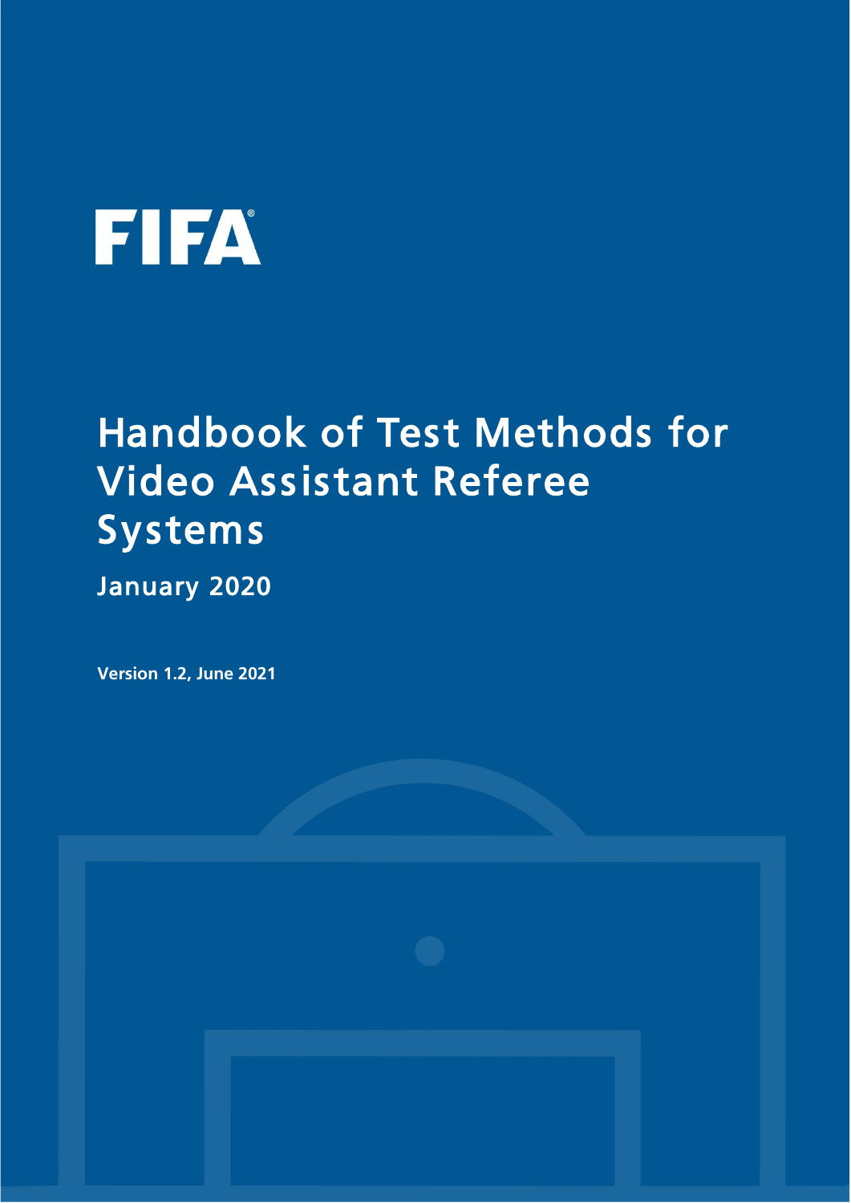FIFA

# Handbook of Test Methods for Video Assistant Referee Systems

## January 2020

**Version 1.2, June 2021**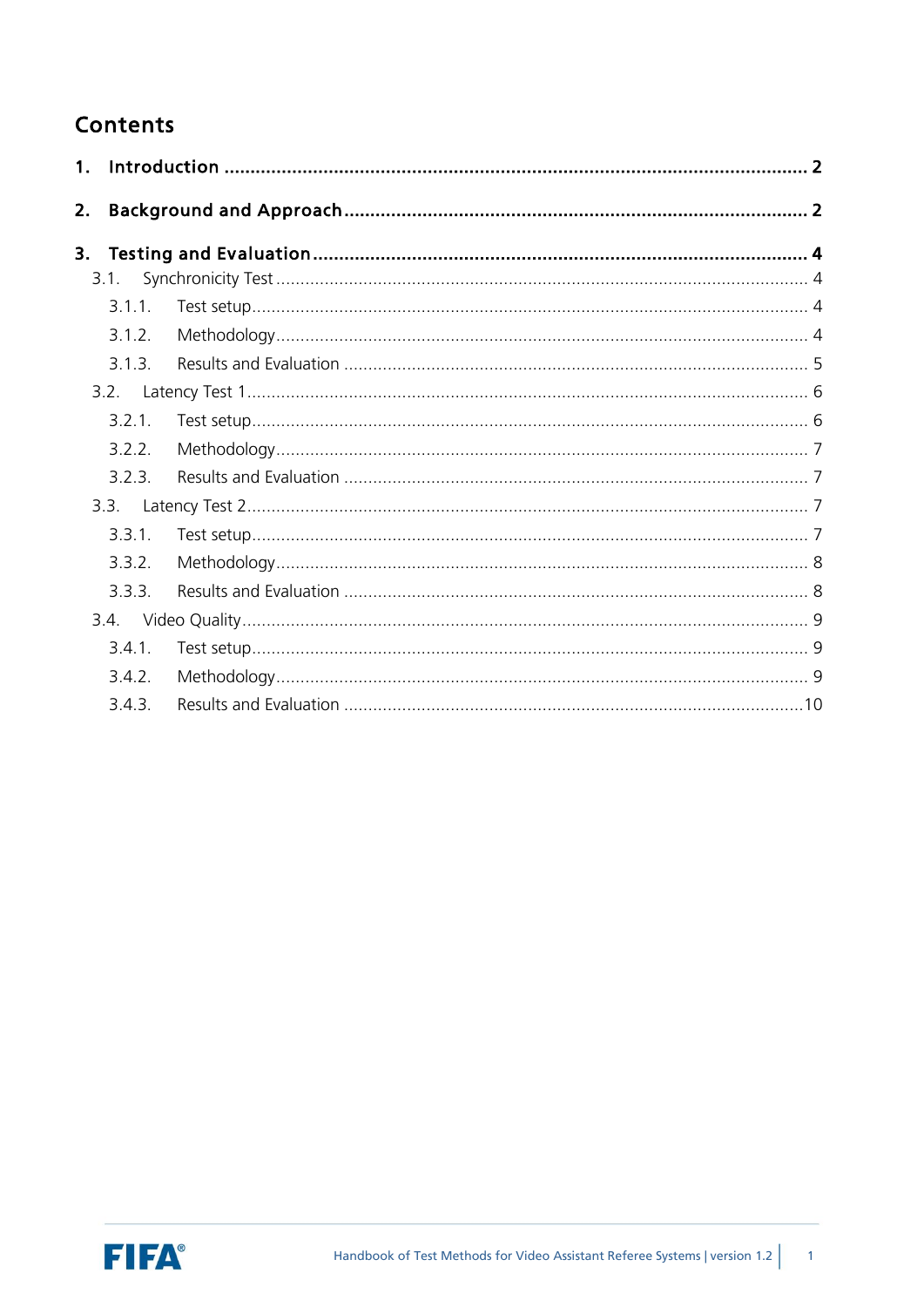# Contents

1. **Introduction** ... 2

2. **Background and Approach** ... 2

3. **Testing and Evaluation** ... 4
   - 3.1. Synchronicity Test ... 4
     - 3.1.1. Test setup ... 4
     - 3.1.2. Methodology ... 4
     - 3.1.3. Results and Evaluation ... 5
   - 3.2. Latency Test 1 ... 6
     - 3.2.1. Test setup ... 6
     - 3.2.2. Methodology ... 7
     - 3.2.3. Results and Evaluation ... 7
   - 3.3. Latency Test 2 ... 7
     - 3.3.1. Test setup ... 7
     - 3.3.2. Methodology ... 8
     - 3.3.3. Results and Evaluation ... 8
   - 3.4. Video Quality ... 9
     - 3.4.1. Test setup ... 9
     - 3.4.2. Methodology ... 9
     - 3.4.3. Results and Evaluation ... 10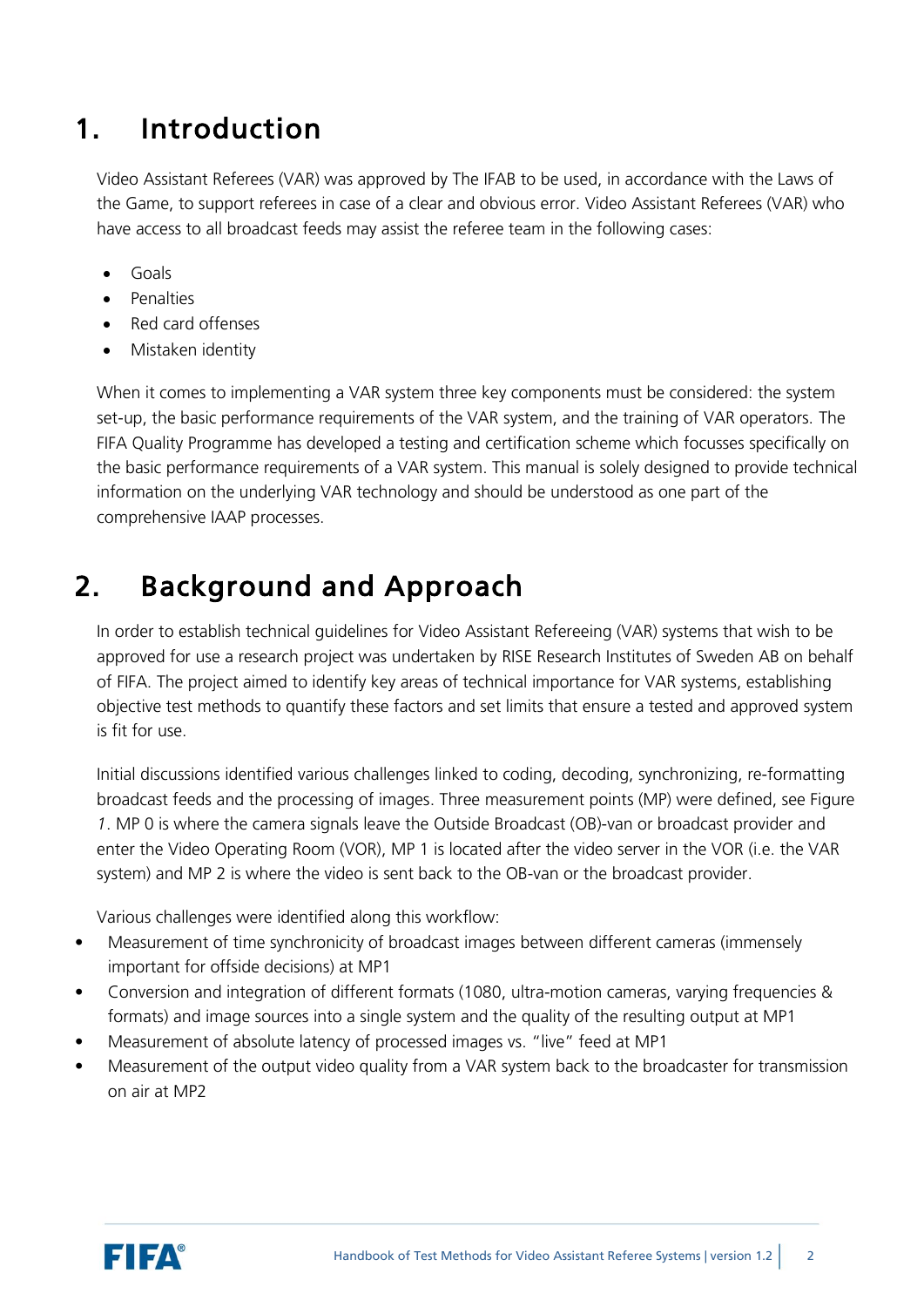# 1. Introduction

Video Assistant Referees (VAR) was approved by The IFAB to be used, in accordance with the Laws of the Game, to support referees in case of a clear and obvious error. Video Assistant Referees (VAR) who have access to all broadcast feeds may assist the referee team in the following cases:

- Goals
- Penalties
- Red card offenses
- Mistaken identity

When it comes to implementing a VAR system three key components must be considered: the system set-up, the basic performance requirements of the VAR system, and the training of VAR operators. The FIFA Quality Programme has developed a testing and certification scheme which focusses specifically on the basic performance requirements of a VAR system. This manual is solely designed to provide technical information on the underlying VAR technology and should be understood as one part of the comprehensive IAAP processes.

# 2. Background and Approach

In order to establish technical guidelines for Video Assistant Refereeing (VAR) systems that wish to be approved for use a research project was undertaken by RISE Research Institutes of Sweden AB on behalf of FIFA. The project aimed to identify key areas of technical importance for VAR systems, establishing objective test methods to quantify these factors and set limits that ensure a tested and approved system is fit for use.

Initial discussions identified various challenges linked to coding, decoding, synchronizing, re-formatting broadcast feeds and the processing of images. Three measurement points (MP) were defined, see Figure *1*. MP 0 is where the camera signals leave the Outside Broadcast (OB)-van or broadcast provider and enter the Video Operating Room (VOR), MP 1 is located after the video server in the VOR (i.e. the VAR system) and MP 2 is where the video is sent back to the OB-van or the broadcast provider.

Various challenges were identified along this workflow:

- Measurement of time synchronicity of broadcast images between different cameras (immensely important for offside decisions) at MP1
- Conversion and integration of different formats (1080, ultra-motion cameras, varying frequencies & formats) and image sources into a single system and the quality of the resulting output at MP1
- Measurement of absolute latency of processed images vs. "live" feed at MP1
- Measurement of the output video quality from a VAR system back to the broadcaster for transmission on air at MP2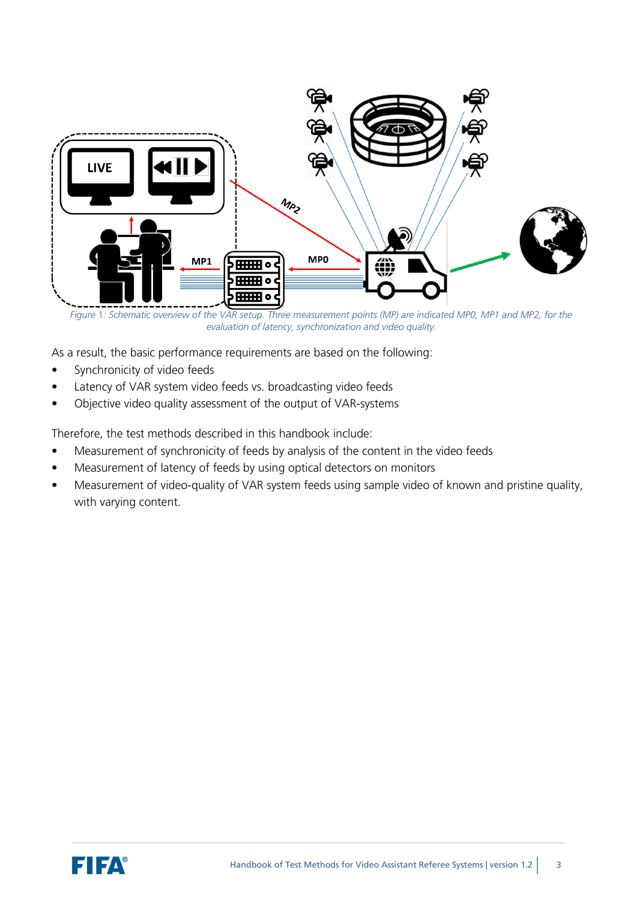*Figure 1: Schematic overview of the VAR setup. Three measurement points (MP) are indicated MP0, MP1 and MP2, for the evaluation of latency, synchronization and video quality.*

As a result, the basic performance requirements are based on the following:

- Synchronicity of video feeds
- Latency of VAR system video feeds vs. broadcasting video feeds
- Objective video quality assessment of the output of VAR-systems

Therefore, the test methods described in this handbook include:

- Measurement of synchronicity of feeds by analysis of the content in the video feeds
- Measurement of latency of feeds by using optical detectors on monitors
- Measurement of video-quality of VAR system feeds using sample video of known and pristine quality, with varying content.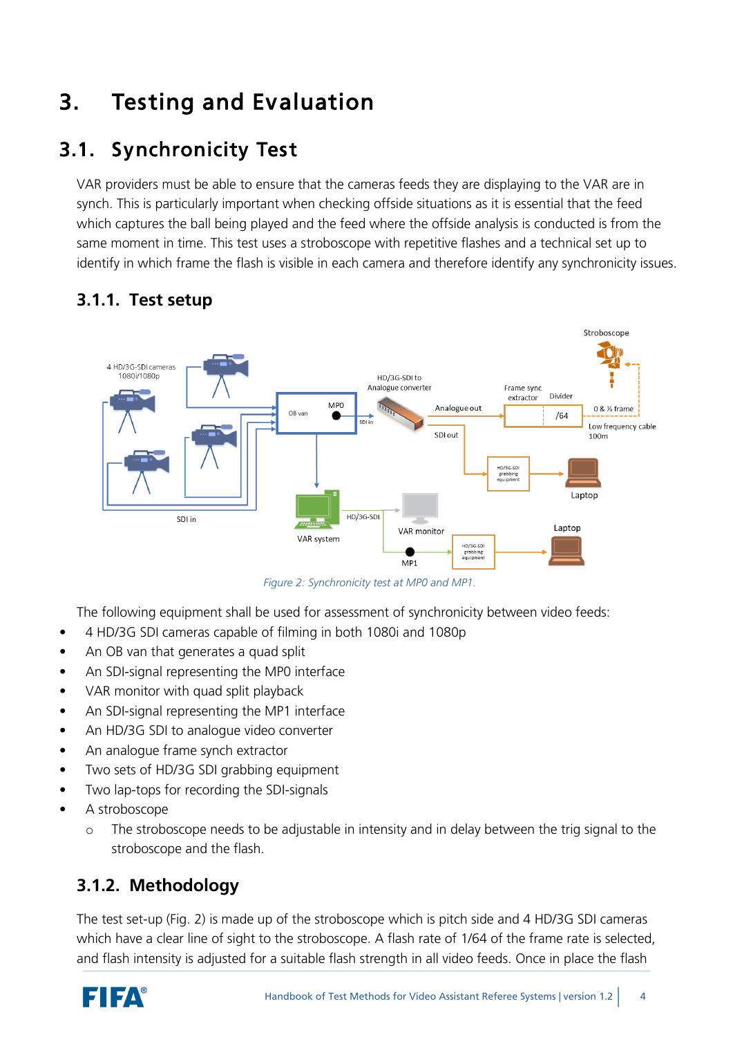# 3. Testing and Evaluation

## 3.1. Synchronicity Test

VAR providers must be able to ensure that the cameras feeds they are displaying to the VAR are in synch. This is particularly important when checking offside situations as it is essential that the feed which captures the ball being played and the feed where the offside analysis is conducted is from the same moment in time. This test uses a stroboscope with repetitive flashes and a technical set up to identify in which frame the flash is visible in each camera and therefore identify any synchronicity issues.

### 3.1.1. Test setup

*Figure 2: Synchronicity test at MP0 and MP1.*

The following equipment shall be used for assessment of synchronicity between video feeds:

- 4 HD/3G SDI cameras capable of filming in both 1080i and 1080p
- An OB van that generates a quad split
- An SDI-signal representing the MP0 interface
- VAR monitor with quad split playback
- An SDI-signal representing the MP1 interface
- An HD/3G SDI to analogue video converter
- An analogue frame synch extractor
- Two sets of HD/3G SDI grabbing equipment
- Two lap-tops for recording the SDI-signals
- A stroboscope
  - The stroboscope needs to be adjustable in intensity and in delay between the trig signal to the stroboscope and the flash.

### 3.1.2. Methodology

The test set-up (Fig. 2) is made up of the stroboscope which is pitch side and 4 HD/3G SDI cameras which have a clear line of sight to the stroboscope. A flash rate of 1/64 of the frame rate is selected, and flash intensity is adjusted for a suitable flash strength in all video feeds. Once in place the flash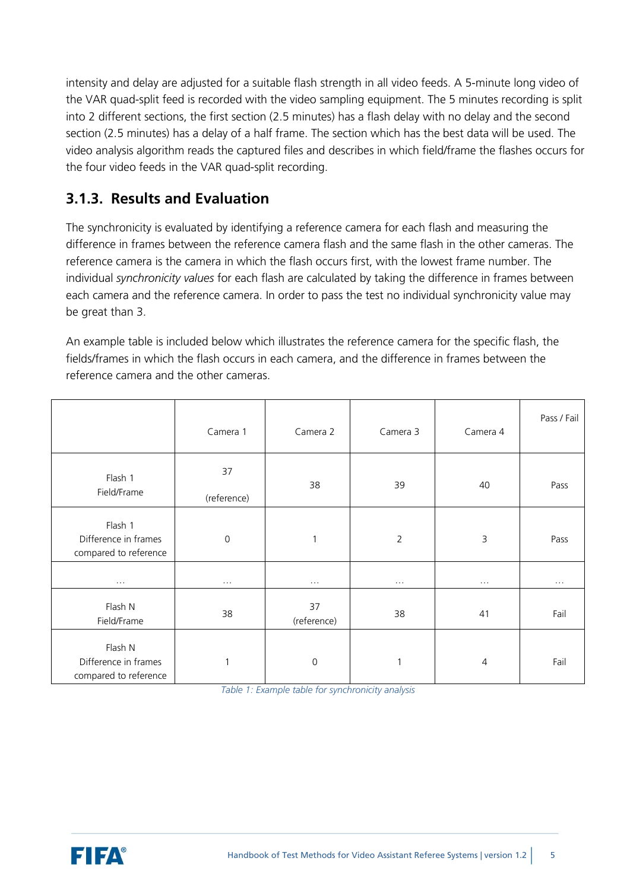intensity and delay are adjusted for a suitable flash strength in all video feeds. A 5-minute long video of the VAR quad-split feed is recorded with the video sampling equipment. The 5 minutes recording is split into 2 different sections, the first section (2.5 minutes) has a flash delay with no delay and the second section (2.5 minutes) has a delay of a half frame. The section which has the best data will be used. The video analysis algorithm reads the captured files and describes in which field/frame the flashes occurs for the four video feeds in the VAR quad-split recording.

### 3.1.3. Results and Evaluation

The synchronicity is evaluated by identifying a reference camera for each flash and measuring the difference in frames between the reference camera flash and the same flash in the other cameras. The reference camera is the camera in which the flash occurs first, with the lowest frame number. The individual *synchronicity values* for each flash are calculated by taking the difference in frames between each camera and the reference camera. In order to pass the test no individual synchronicity value may be great than 3.

An example table is included below which illustrates the reference camera for the specific flash, the fields/frames in which the flash occurs in each camera, and the difference in frames between the reference camera and the other cameras.

| | Camera 1 | Camera 2 | Camera 3 | Camera 4 | Pass / Fail |
|---|---|---|---|---|---|
| Flash 1 Field/Frame | 37 (reference) | 38 | 39 | 40 | Pass |
| Flash 1 Difference in frames compared to reference | 0 | 1 | 2 | 3 | Pass |
| … | … | … | … | … | … |
| Flash N Field/Frame | 38 | 37 (reference) | 38 | 41 | Fail |
| Flash N Difference in frames compared to reference | 1 | 0 | 1 | 4 | Fail |

*Table 1: Example table for synchronicity analysis*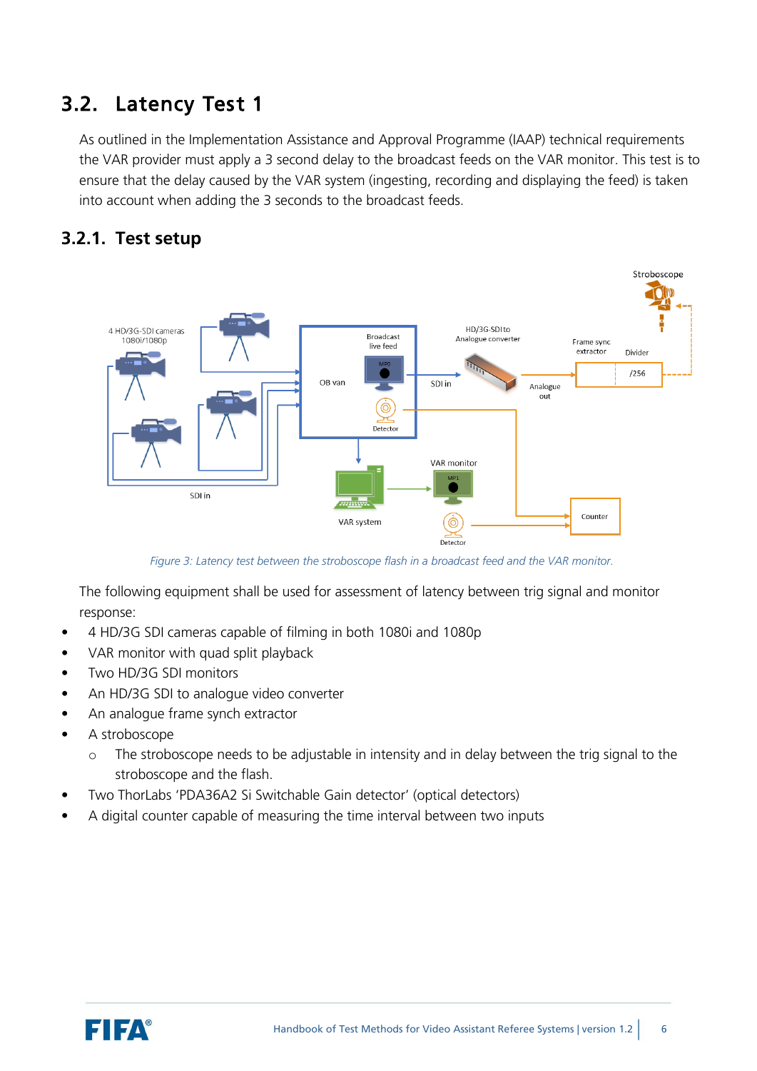## 3.2. Latency Test 1

As outlined in the Implementation Assistance and Approval Programme (IAAP) technical requirements the VAR provider must apply a 3 second delay to the broadcast feeds on the VAR monitor. This test is to ensure that the delay caused by the VAR system (ingesting, recording and displaying the feed) is taken into account when adding the 3 seconds to the broadcast feeds.

### 3.2.1. Test setup

*Figure 3: Latency test between the stroboscope flash in a broadcast feed and the VAR monitor.*

The following equipment shall be used for assessment of latency between trig signal and monitor response:

- 4 HD/3G SDI cameras capable of filming in both 1080i and 1080p
- VAR monitor with quad split playback
- Two HD/3G SDI monitors
- An HD/3G SDI to analogue video converter
- An analogue frame synch extractor
- A stroboscope
    - The stroboscope needs to be adjustable in intensity and in delay between the trig signal to the stroboscope and the flash.
- Two ThorLabs 'PDA36A2 Si Switchable Gain detector' (optical detectors)
- A digital counter capable of measuring the time interval between two inputs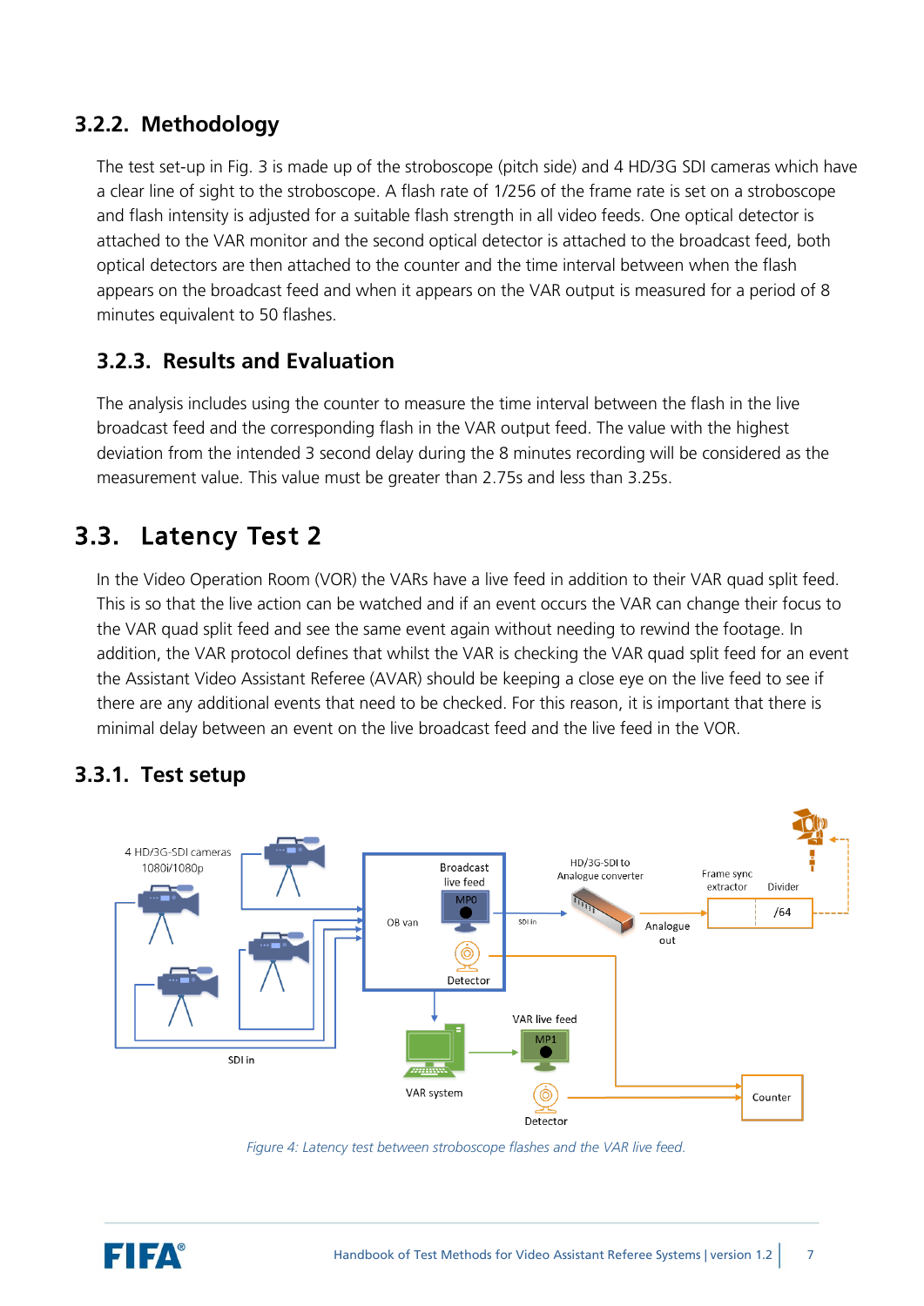### 3.2.2. Methodology

The test set-up in Fig. 3 is made up of the stroboscope (pitch side) and 4 HD/3G SDI cameras which have a clear line of sight to the stroboscope. A flash rate of 1/256 of the frame rate is set on a stroboscope and flash intensity is adjusted for a suitable flash strength in all video feeds. One optical detector is attached to the VAR monitor and the second optical detector is attached to the broadcast feed, both optical detectors are then attached to the counter and the time interval between when the flash appears on the broadcast feed and when it appears on the VAR output is measured for a period of 8 minutes equivalent to 50 flashes.

### 3.2.3. Results and Evaluation

The analysis includes using the counter to measure the time interval between the flash in the live broadcast feed and the corresponding flash in the VAR output feed. The value with the highest deviation from the intended 3 second delay during the 8 minutes recording will be considered as the measurement value. This value must be greater than 2.75s and less than 3.25s.

## 3.3. Latency Test 2

In the Video Operation Room (VOR) the VARs have a live feed in addition to their VAR quad split feed. This is so that the live action can be watched and if an event occurs the VAR can change their focus to the VAR quad split feed and see the same event again without needing to rewind the footage. In addition, the VAR protocol defines that whilst the VAR is checking the VAR quad split feed for an event the Assistant Video Assistant Referee (AVAR) should be keeping a close eye on the live feed to see if there are any additional events that need to be checked. For this reason, it is important that there is minimal delay between an event on the live broadcast feed and the live feed in the VOR.

### 3.3.1. Test setup

*Figure 4: Latency test between stroboscope flashes and the VAR live feed.*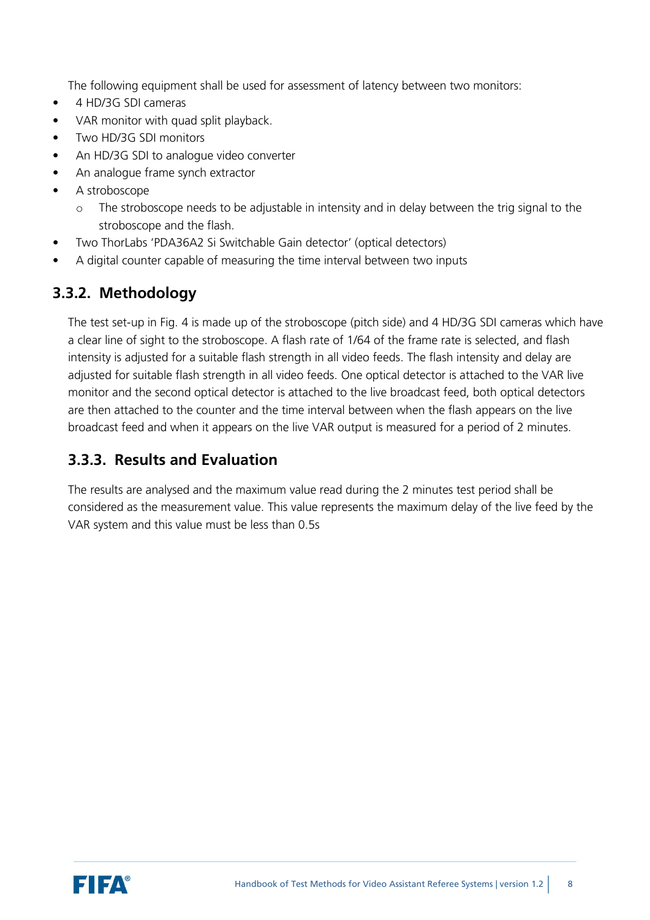The following equipment shall be used for assessment of latency between two monitors:

- 4 HD/3G SDI cameras
- VAR monitor with quad split playback.
- Two HD/3G SDI monitors
- An HD/3G SDI to analogue video converter
- An analogue frame synch extractor
- A stroboscope
  - The stroboscope needs to be adjustable in intensity and in delay between the trig signal to the stroboscope and the flash.
- Two ThorLabs 'PDA36A2 Si Switchable Gain detector' (optical detectors)
- A digital counter capable of measuring the time interval between two inputs

## 3.3.2. Methodology

The test set-up in Fig. 4 is made up of the stroboscope (pitch side) and 4 HD/3G SDI cameras which have a clear line of sight to the stroboscope. A flash rate of 1/64 of the frame rate is selected, and flash intensity is adjusted for a suitable flash strength in all video feeds. The flash intensity and delay are adjusted for suitable flash strength in all video feeds. One optical detector is attached to the VAR live monitor and the second optical detector is attached to the live broadcast feed, both optical detectors are then attached to the counter and the time interval between when the flash appears on the live broadcast feed and when it appears on the live VAR output is measured for a period of 2 minutes.

## 3.3.3. Results and Evaluation

The results are analysed and the maximum value read during the 2 minutes test period shall be considered as the measurement value. This value represents the maximum delay of the live feed by the VAR system and this value must be less than 0.5s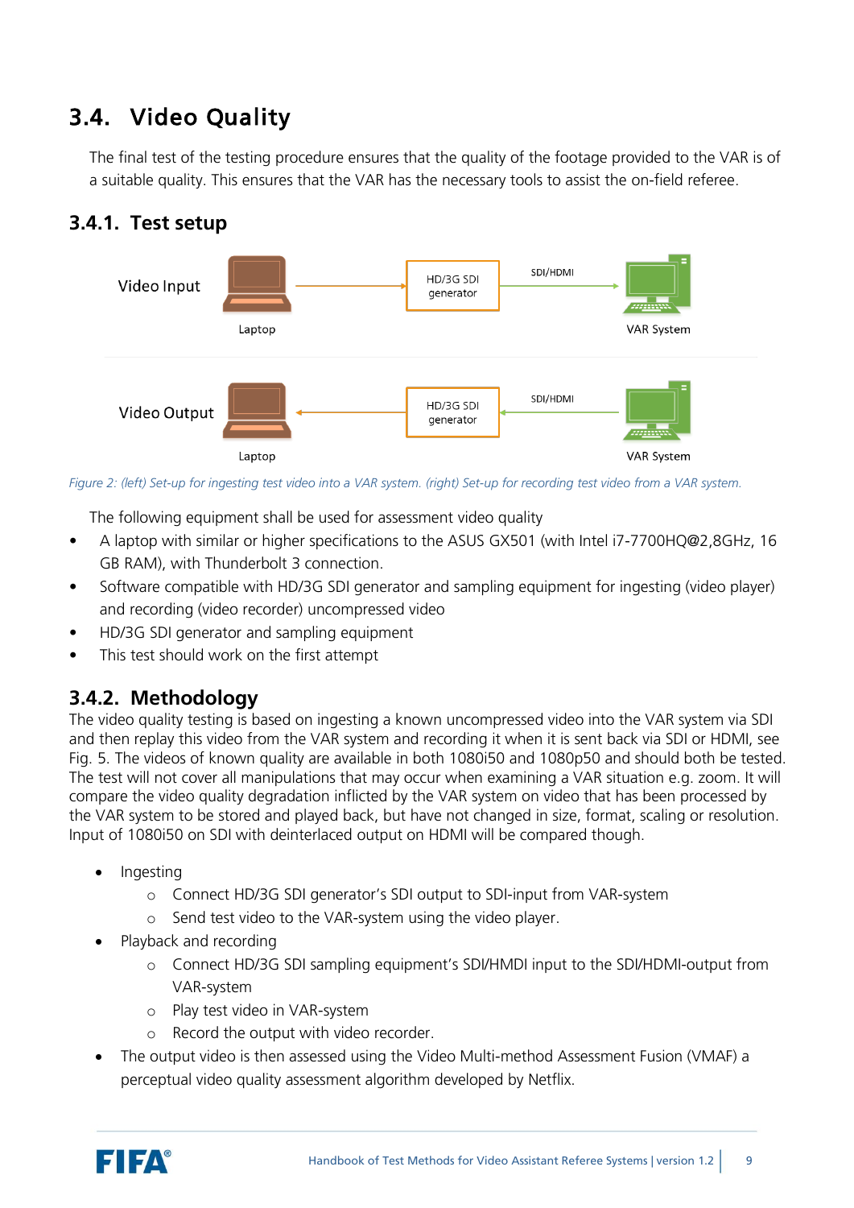## 3.4. Video Quality

The final test of the testing procedure ensures that the quality of the footage provided to the VAR is of a suitable quality. This ensures that the VAR has the necessary tools to assist the on-field referee.

### 3.4.1. Test setup

*Figure 2: (left) Set-up for ingesting test video into a VAR system. (right) Set-up for recording test video from a VAR system.*

The following equipment shall be used for assessment video quality

- A laptop with similar or higher specifications to the ASUS GX501 (with Intel i7-7700HQ@2,8GHz, 16 GB RAM), with Thunderbolt 3 connection.
- Software compatible with HD/3G SDI generator and sampling equipment for ingesting (video player) and recording (video recorder) uncompressed video
- HD/3G SDI generator and sampling equipment
- This test should work on the first attempt

### 3.4.2. Methodology

The video quality testing is based on ingesting a known uncompressed video into the VAR system via SDI and then replay this video from the VAR system and recording it when it is sent back via SDI or HDMI, see Fig. 5. The videos of known quality are available in both 1080i50 and 1080p50 and should both be tested. The test will not cover all manipulations that may occur when examining a VAR situation e.g. zoom. It will compare the video quality degradation inflicted by the VAR system on video that has been processed by the VAR system to be stored and played back, but have not changed in size, format, scaling or resolution. Input of 1080i50 on SDI with deinterlaced output on HDMI will be compared though.

- Ingesting
  - Connect HD/3G SDI generator's SDI output to SDI-input from VAR-system
  - Send test video to the VAR-system using the video player.
- Playback and recording
  - Connect HD/3G SDI sampling equipment's SDI/HMDI input to the SDI/HDMI-output from VAR-system
  - Play test video in VAR-system
  - Record the output with video recorder.
- The output video is then assessed using the Video Multi-method Assessment Fusion (VMAF) a perceptual video quality assessment algorithm developed by Netflix.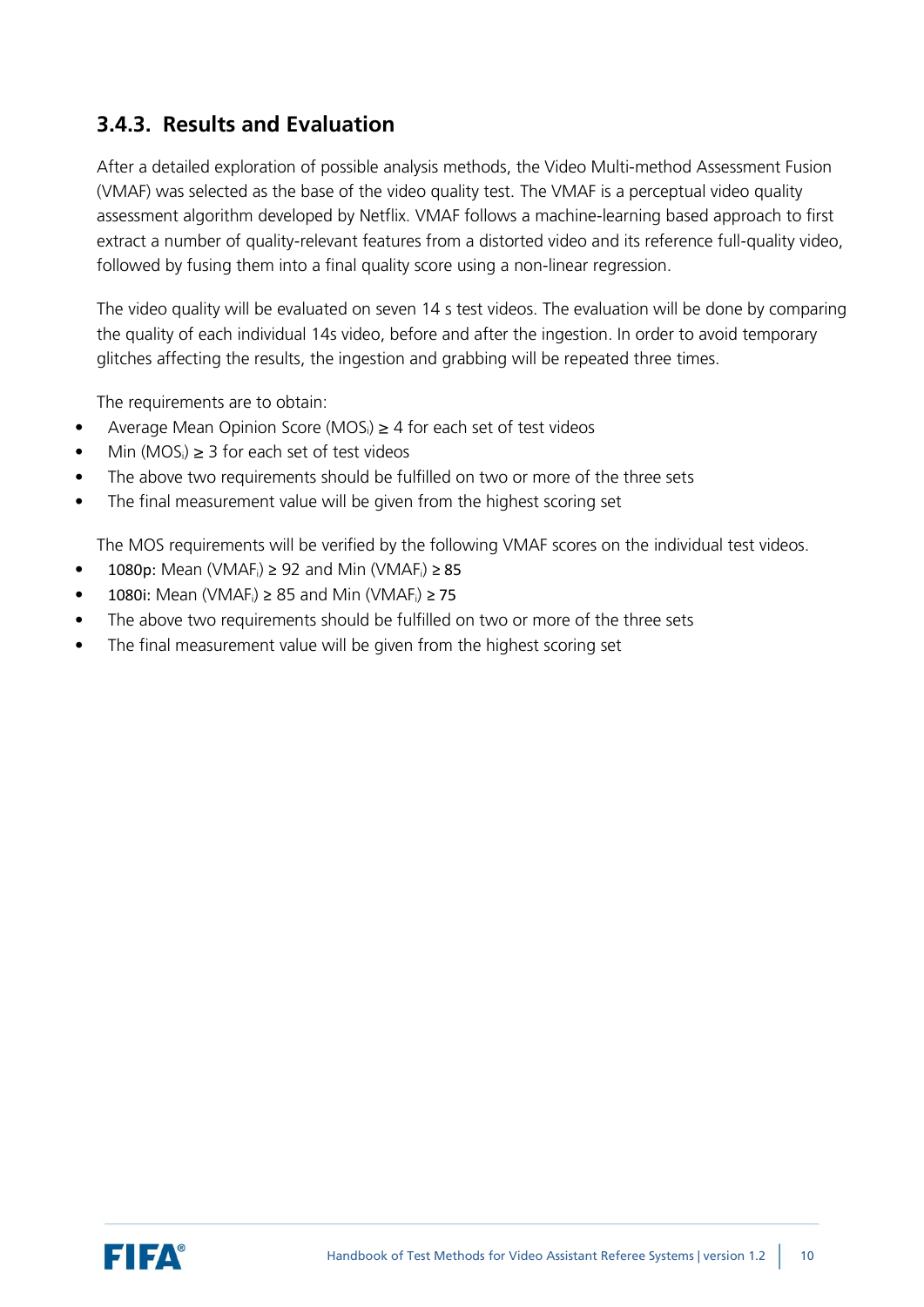### 3.4.3. Results and Evaluation

After a detailed exploration of possible analysis methods, the Video Multi-method Assessment Fusion (VMAF) was selected as the base of the video quality test. The VMAF is a perceptual video quality assessment algorithm developed by Netflix. VMAF follows a machine-learning based approach to first extract a number of quality-relevant features from a distorted video and its reference full-quality video, followed by fusing them into a final quality score using a non-linear regression.

The video quality will be evaluated on seven 14 s test videos. The evaluation will be done by comparing the quality of each individual 14s video, before and after the ingestion. In order to avoid temporary glitches affecting the results, the ingestion and grabbing will be repeated three times.

The requirements are to obtain:

- Average Mean Opinion Score ($MOS_i$) ≥ 4 for each set of test videos
- Min ($MOS_i$) ≥ 3 for each set of test videos
- The above two requirements should be fulfilled on two or more of the three sets
- The final measurement value will be given from the highest scoring set

The MOS requirements will be verified by the following VMAF scores on the individual test videos.

- 1080p: Mean ($VMAF_i$) ≥ 92 and Min ($VMAF_i$) ≥ 85
- 1080i: Mean ($VMAF_i$) ≥ 85 and Min ($VMAF_i$) ≥ 75
- The above two requirements should be fulfilled on two or more of the three sets
- The final measurement value will be given from the highest scoring set